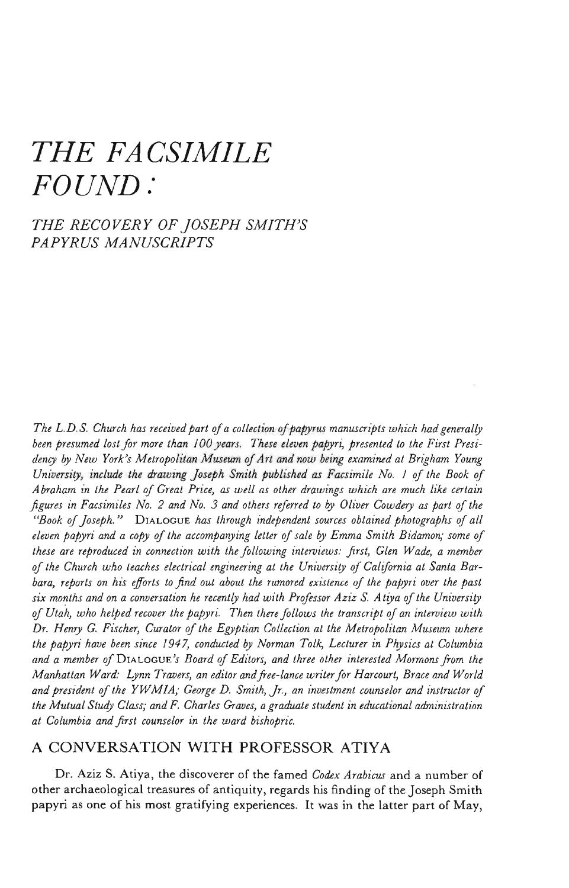# THE FACSIMILE FOUND:

## THE RECOVERY OF JOSEPH SMITH'S PAPYRUS MANUSCRIPTS

*The L.D.S. Church has received part of a collection of papyrus manuscripts which had generally been presumed lost for more than 100 years. These eleven papyri, presented to the First Presidency by New York's Metropolitan Museum of Art and now being examined at Brigham Young University, include the drawing Joseph Smith published as Facsimile No. 1 of the Book of Abraham in the Pearl of Great Price, as well as other drawings which are much like certain figures in Facsimiles No. 2 and No. 3 and others referred to by Oliver Cowdery as part of the "Book of Joseph." DIALOGUE has through independent sources obtained photographs of all eleven papyri and a copy of the accompanying letter of sale by Emma Smith Bidamon; some of these are reproduced in connection with the following interviews: first, Glen Wade, a member of the Church who teaches electrical engineering at the University of California at Santa Barbara, reports on his efforts to find out about the rumored existence of the papyri over the past six months and on a conversation he recently had with Professor Aziz S. Atiya of the University of Utah, who helped recover the papyri. Then there follows the transcript of an interview with Dr. Henry G. Fischer, Curator of the Egyptian Collection at the Metropolitan Museum where the papyri have been since 1947, conducted by Norman Tolk, Lecturer in Physics at Columbia and a member of DIALOGUE's Board of Editors, and three other interested Mormons from the Manhattan Ward: Lynn Travers, an editor and free-lance writer for Harcourt, Brace and World and president of the YWMIA; George D. Smith, Jr., an investment counselor and instructor of the Mutual Study Class; and F. Charles Graves, a graduate student in educational administration at Columbia and first counselor in the ward bishopric.*

## A CONVERSATION WITH PROFESSOR ATIYA

Dr. Aziz S. Atiya, the discoverer of the famed *Codex Arabicus* and a number of other archaeological treasures of antiquity, regards his finding of the Joseph Smith papyri as one of his most gratifying experiences. It was in the latter part of May,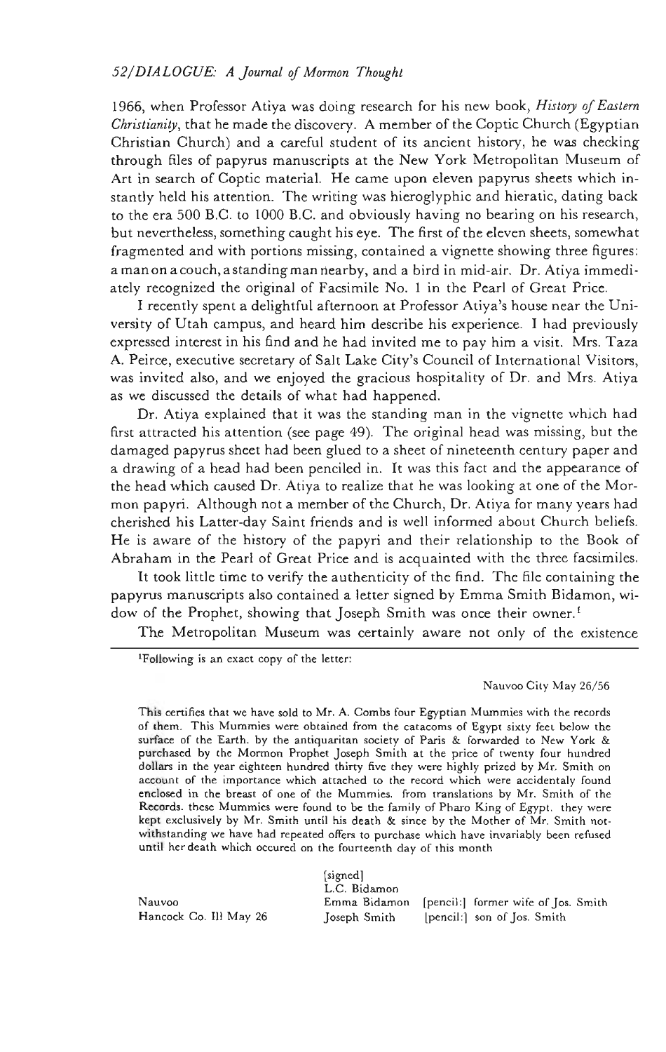1966, when Professor Atiya was doing research for his new book, *History of Eastern Christianity*, that he made the discovery. A member of the Coptic Church (Egyptian Christian Church) and a careful student of its ancient history, he was checking through files of papyrus manuscripts at the New York Metropolitan Museum of Art in search of Coptic material. He came upon eleven papyrus sheets which instantly held his attention. The writing was hieroglyphic and hieratic, dating back to the era 500 B.C. to 1000 B.C. and obviously having no bearing on his research, but nevertheless, something caught his eye. The first of the eleven sheets, somewhat fragmented and with portions missing, contained a vignette showing three figures: a man on a couch, a standing man nearby, and a bird in mid-air. Dr. Atiya immediately recognized the original of Facsimile No. 1 in the Pearl of Great Price.

I recently spent a delightful afternoon at Professor Atiya's house near the University of Utah campus, and heard him describe his experience. I had previously expressed interest in his find and he had invited me to pay him a visit. Mrs. Taza A. Peirce, executive secretary of Salt Lake City's Council of International Visitors, was invited also, and we enjoyed the gracious hospitality of Dr. and Mrs. Atiya as we discussed the details of what had happened.

Dr. Atiya explained that it was the standing man in the vignette which had first attracted his attention (see page 49). The original head was missing, but the damaged papyrus sheet had been glued to a sheet of nineteenth century paper and a drawing of a head had been penciled in. It was this fact and the appearance of the head which caused Dr. Atiya to realize that he was looking at one of the Mormon papyri. Although not a member of the Church, Dr. Atiya for many years had cherished his Latter-day Saint friends and is well informed about Church beliefs. He is aware of the history of the papyri and their relationship to the Book of Abraham in the Pearl of Great Price and is acquainted with the three facsimiles.

It took little time to verify the authenticity of the find. The file containing the papyrus manuscripts also contained a letter signed by Emma Smith Bidamon, widow of the Prophet, showing that Joseph Smith was once their owner.[1]

The Metropolitan Museum was certainly aware not only of the existence

---

[1]Following is an exact copy of the letter:

Nauvoo City May 26/56

This certifies that we have sold to Mr. A. Combs four Egyptian Mummies with the records of them. This Mummies were obtained from the catacoms of Egypt sixty feet below the surface of the Earth. by the antiquaritan society of Paris & forwarded to New York & purchased by the Mormon Prophet Joseph Smith at the price of twenty four hundred dollars in the year eighteen hundred thirty five they were highly prized by Mr. Smith on account of the importance which attached to the record which were accidentaly found enclosed in the breast of one of the Mummies. from translations by Mr. Smith of the Records. these Mummies were found to be the family of Pharo King of Egypt. they were kept exclusively by Mr. Smith until his death & since by the Mother of Mr. Smith notwithstanding we have had repeated offers to purchase which have invariably been refused until her death which occured on the fourteenth day of this month

[signed]
L.C. Bidamon
Emma Bidamon [pencil:] former wife of Jos. Smith
Joseph Smith [pencil:] son of Jos. Smith

Nauvoo
Hancock Co. Ill May 26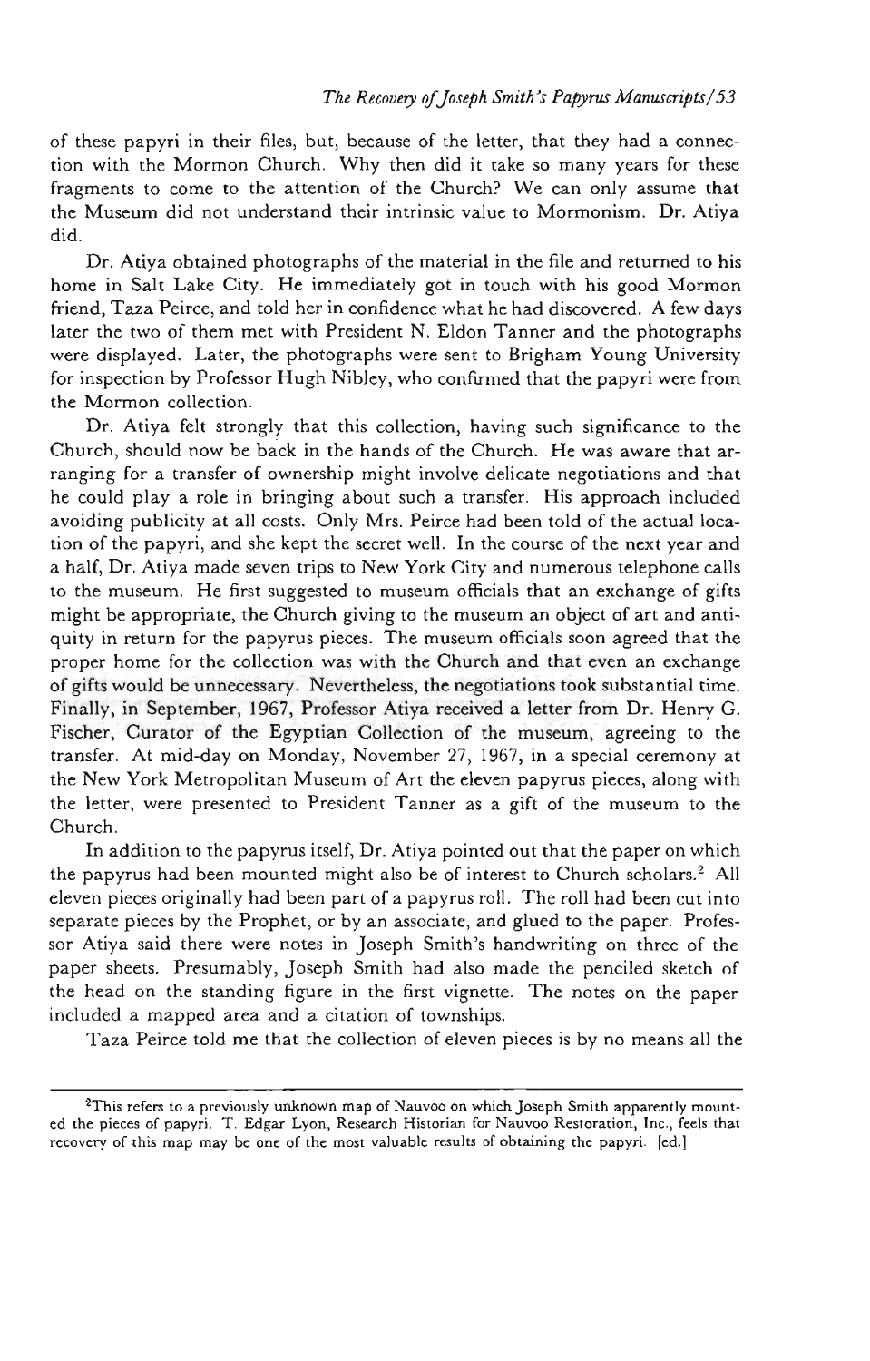of these papyri in their files, but, because of the letter, that they had a connection with the Mormon Church. Why then did it take so many years for these fragments to come to the attention of the Church? We can only assume that the Museum did not understand their intrinsic value to Mormonism. Dr. Atiya did.

Dr. Atiya obtained photographs of the material in the file and returned to his home in Salt Lake City. He immediately got in touch with his good Mormon friend, Taza Peirce, and told her in confidence what he had discovered. A few days later the two of them met with President N. Eldon Tanner and the photographs were displayed. Later, the photographs were sent to Brigham Young University for inspection by Professor Hugh Nibley, who confirmed that the papyri were from the Mormon collection.

Dr. Atiya felt strongly that this collection, having such significance to the Church, should now be back in the hands of the Church. He was aware that arranging for a transfer of ownership might involve delicate negotiations and that he could play a role in bringing about such a transfer. His approach included avoiding publicity at all costs. Only Mrs. Peirce had been told of the actual location of the papyri, and she kept the secret well. In the course of the next year and a half, Dr. Atiya made seven trips to New York City and numerous telephone calls to the museum. He first suggested to museum officials that an exchange of gifts might be appropriate, the Church giving to the museum an object of art and antiquity in return for the papyrus pieces. The museum officials soon agreed that the proper home for the collection was with the Church and that even an exchange of gifts would be unnecessary. Nevertheless, the negotiations took substantial time. Finally, in September, 1967, Professor Atiya received a letter from Dr. Henry G. Fischer, Curator of the Egyptian Collection of the museum, agreeing to the transfer. At mid-day on Monday, November 27, 1967, in a special ceremony at the New York Metropolitan Museum of Art the eleven papyrus pieces, along with the letter, were presented to President Tanner as a gift of the museum to the Church.

In addition to the papyrus itself, Dr. Atiya pointed out that the paper on which the papyrus had been mounted might also be of interest to Church scholars.[2] All eleven pieces originally had been part of a papyrus roll. The roll had been cut into separate pieces by the Prophet, or by an associate, and glued to the paper. Professor Atiya said there were notes in Joseph Smith's handwriting on three of the paper sheets. Presumably, Joseph Smith had also made the penciled sketch of the head on the standing figure in the first vignette. The notes on the paper included a mapped area and a citation of townships.

Taza Peirce told me that the collection of eleven pieces is by no means all the

---

[2]This refers to a previously unknown map of Nauvoo on which Joseph Smith apparently mounted the pieces of papyri. T. Edgar Lyon, Research Historian for Nauvoo Restoration, Inc., feels that recovery of this map may be one of the most valuable results of obtaining the papyri. [ed.]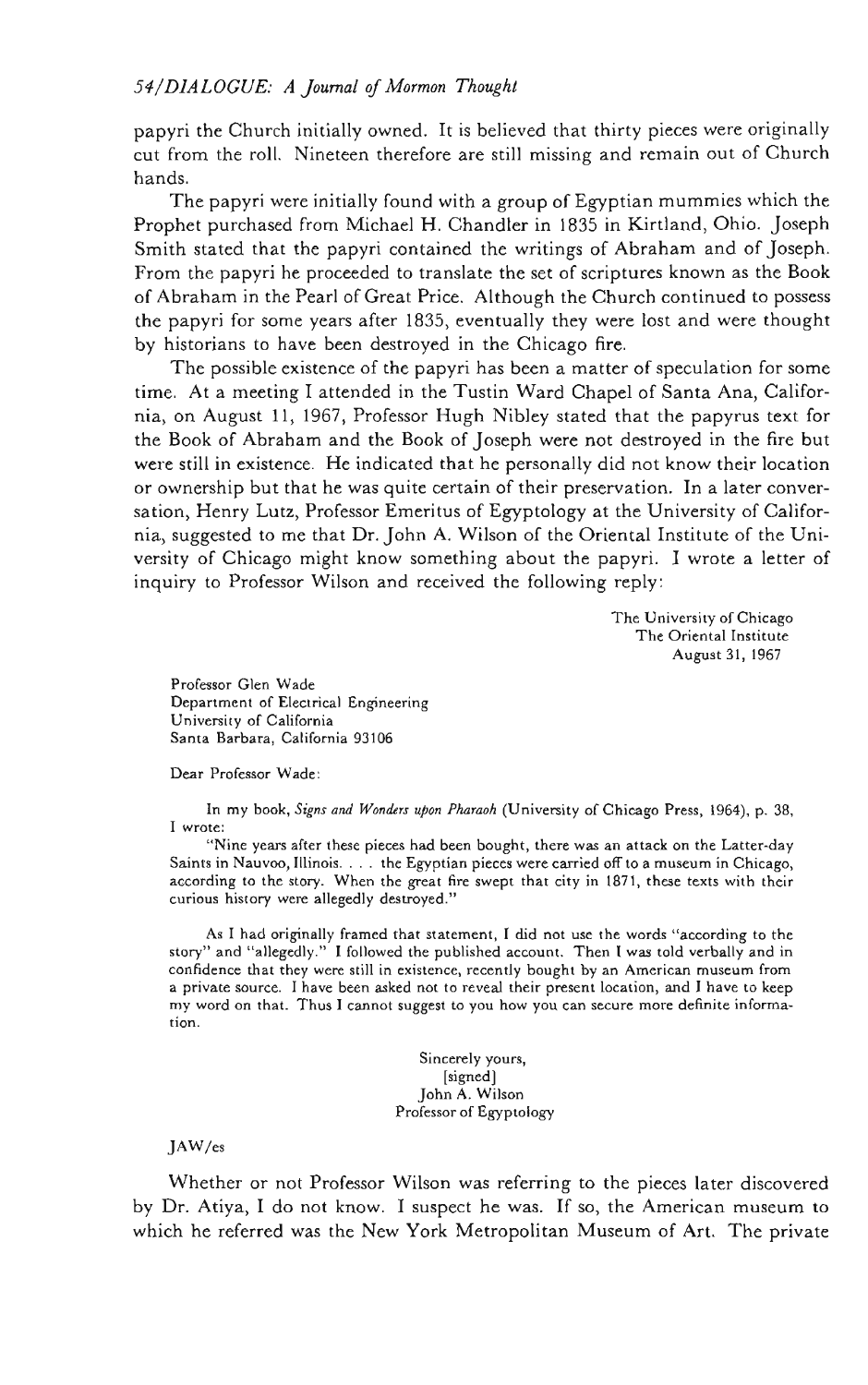papyri the Church initially owned. It is believed that thirty pieces were originally cut from the roll. Nineteen therefore are still missing and remain out of Church hands.

The papyri were initially found with a group of Egyptian mummies which the Prophet purchased from Michael H. Chandler in 1835 in Kirtland, Ohio. Joseph Smith stated that the papyri contained the writings of Abraham and of Joseph. From the papyri he proceeded to translate the set of scriptures known as the Book of Abraham in the Pearl of Great Price. Although the Church continued to possess the papyri for some years after 1835, eventually they were lost and were thought by historians to have been destroyed in the Chicago fire.

The possible existence of the papyri has been a matter of speculation for some time. At a meeting I attended in the Tustin Ward Chapel of Santa Ana, California, on August 11, 1967, Professor Hugh Nibley stated that the papyrus text for the Book of Abraham and the Book of Joseph were not destroyed in the fire but were still in existence. He indicated that he personally did not know their location or ownership but that he was quite certain of their preservation. In a later conversation, Henry Lutz, Professor Emeritus of Egyptology at the University of California, suggested to me that Dr. John A. Wilson of the Oriental Institute of the University of Chicago might know something about the papyri. I wrote a letter of inquiry to Professor Wilson and received the following reply:

> The University of Chicago
> The Oriental Institute
> August 31, 1967
>
> Professor Glen Wade
> Department of Electrical Engineering
> University of California
> Santa Barbara, California 93106
>
> Dear Professor Wade:
>
> In my book, *Signs and Wonders upon Pharaoh* (University of Chicago Press, 1964), p. 38, I wrote:
>
> "Nine years after these pieces had been bought, there was an attack on the Latter-day Saints in Nauvoo, Illinois. . . . the Egyptian pieces were carried off to a museum in Chicago, according to the story. When the great fire swept that city in 1871, these texts with their curious history were allegedly destroyed."
>
> As I had originally framed that statement, I did not use the words "according to the story" and "allegedly." I followed the published account. Then I was told verbally and in confidence that they were still in existence, recently bought by an American museum from a private source. I have been asked not to reveal their present location, and I have to keep my word on that. Thus I cannot suggest to you how you can secure more definite information.
>
> Sincerely yours,
> [signed]
> John A. Wilson
> Professor of Egyptology
>
> JAW/es

Whether or not Professor Wilson was referring to the pieces later discovered by Dr. Atiya, I do not know. I suspect he was. If so, the American museum to which he referred was the New York Metropolitan Museum of Art. The private